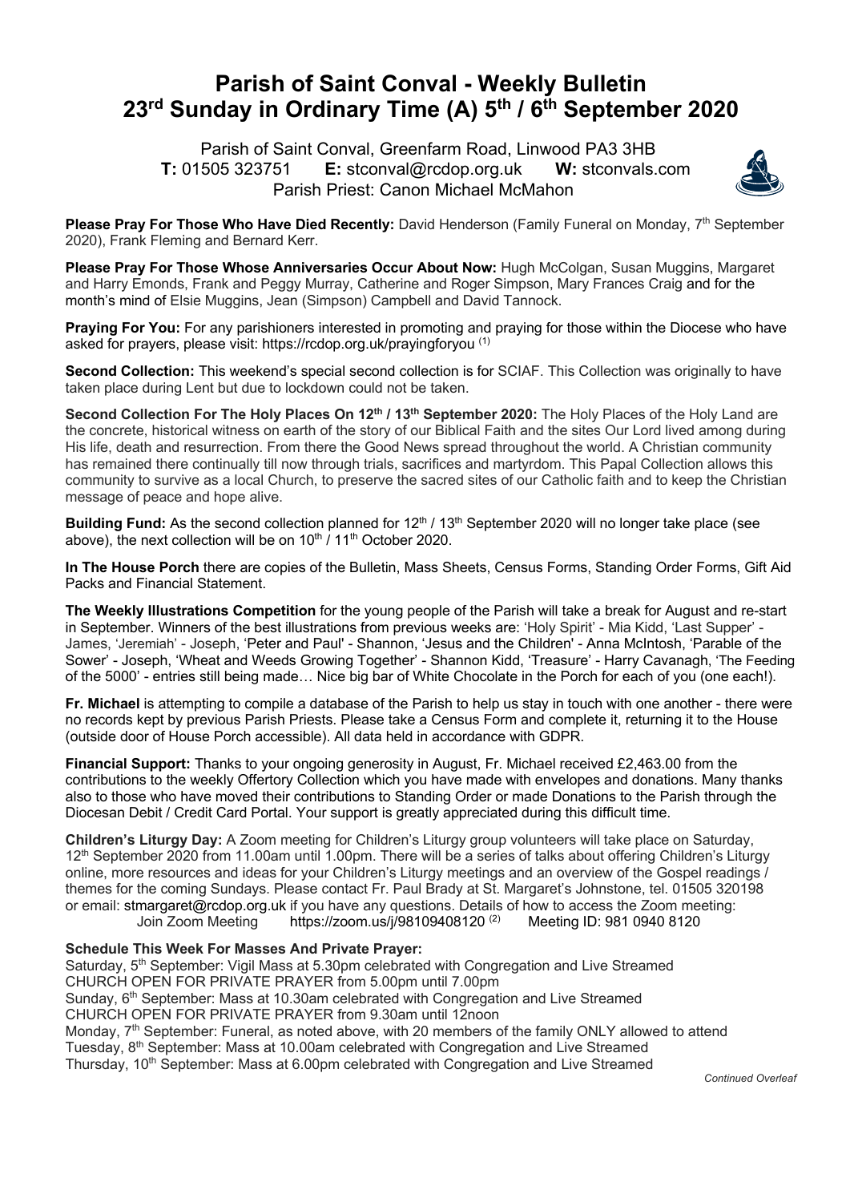# Parish of Saint Conval - Weekly Bulletin
# 23rd Sunday in Ordinary Time (A) 5th / 6th September 2020

Parish of Saint Conval, Greenfarm Road, Linwood PA3 3HB
**T:** 01505 323751 **E:** stconval@rcdop.org.uk **W:** stconvals.com
Parish Priest: Canon Michael McMahon

**Please Pray For Those Who Have Died Recently:** David Henderson (Family Funeral on Monday, 7th September 2020), Frank Fleming and Bernard Kerr.

**Please Pray For Those Whose Anniversaries Occur About Now:** Hugh McColgan, Susan Muggins, Margaret and Harry Emonds, Frank and Peggy Murray, Catherine and Roger Simpson, Mary Frances Craig and for the month's mind of Elsie Muggins, Jean (Simpson) Campbell and David Tannock.

**Praying For You:** For any parishioners interested in promoting and praying for those within the Diocese who have asked for prayers, please visit: https://rcdop.org.uk/prayingforyou (1)

**Second Collection:** This weekend's special second collection is for SCIAF. This Collection was originally to have taken place during Lent but due to lockdown could not be taken.

**Second Collection For The Holy Places On 12th / 13th September 2020:** The Holy Places of the Holy Land are the concrete, historical witness on earth of the story of our Biblical Faith and the sites Our Lord lived among during His life, death and resurrection. From there the Good News spread throughout the world. A Christian community has remained there continually till now through trials, sacrifices and martyrdom. This Papal Collection allows this community to survive as a local Church, to preserve the sacred sites of our Catholic faith and to keep the Christian message of peace and hope alive.

**Building Fund:** As the second collection planned for 12th / 13th September 2020 will no longer take place (see above), the next collection will be on 10th / 11th October 2020.

**In The House Porch** there are copies of the Bulletin, Mass Sheets, Census Forms, Standing Order Forms, Gift Aid Packs and Financial Statement.

**The Weekly Illustrations Competition** for the young people of the Parish will take a break for August and re-start in September. Winners of the best illustrations from previous weeks are: 'Holy Spirit' - Mia Kidd, 'Last Supper' - James, 'Jeremiah' - Joseph, 'Peter and Paul' - Shannon, 'Jesus and the Children' - Anna McIntosh, 'Parable of the Sower' - Joseph, 'Wheat and Weeds Growing Together' - Shannon Kidd, 'Treasure' - Harry Cavanagh, 'The Feeding of the 5000' - entries still being made… Nice big bar of White Chocolate in the Porch for each of you (one each!).

**Fr. Michael** is attempting to compile a database of the Parish to help us stay in touch with one another - there were no records kept by previous Parish Priests. Please take a Census Form and complete it, returning it to the House (outside door of House Porch accessible). All data held in accordance with GDPR.

**Financial Support:** Thanks to your ongoing generosity in August, Fr. Michael received £2,463.00 from the contributions to the weekly Offertory Collection which you have made with envelopes and donations. Many thanks also to those who have moved their contributions to Standing Order or made Donations to the Parish through the Diocesan Debit / Credit Card Portal. Your support is greatly appreciated during this difficult time.

**Children's Liturgy Day:** A Zoom meeting for Children's Liturgy group volunteers will take place on Saturday, 12th September 2020 from 11.00am until 1.00pm. There will be a series of talks about offering Children's Liturgy online, more resources and ideas for your Children's Liturgy meetings and an overview of the Gospel readings / themes for the coming Sundays. Please contact Fr. Paul Brady at St. Margaret's Johnstone, tel. 01505 320198 or email: stmargaret@rcdop.org.uk if you have any questions. Details of how to access the Zoom meeting:
Join Zoom Meeting https://zoom.us/j/98109408120 (2) Meeting ID: 981 0940 8120

**Schedule This Week For Masses And Private Prayer:**
Saturday, 5th September: Vigil Mass at 5.30pm celebrated with Congregation and Live Streamed
CHURCH OPEN FOR PRIVATE PRAYER from 5.00pm until 7.00pm
Sunday, 6th September: Mass at 10.30am celebrated with Congregation and Live Streamed
CHURCH OPEN FOR PRIVATE PRAYER from 9.30am until 12noon
Monday, 7th September: Funeral, as noted above, with 20 members of the family ONLY allowed to attend
Tuesday, 8th September: Mass at 10.00am celebrated with Congregation and Live Streamed
Thursday, 10th September: Mass at 6.00pm celebrated with Congregation and Live Streamed

*Continued Overleaf*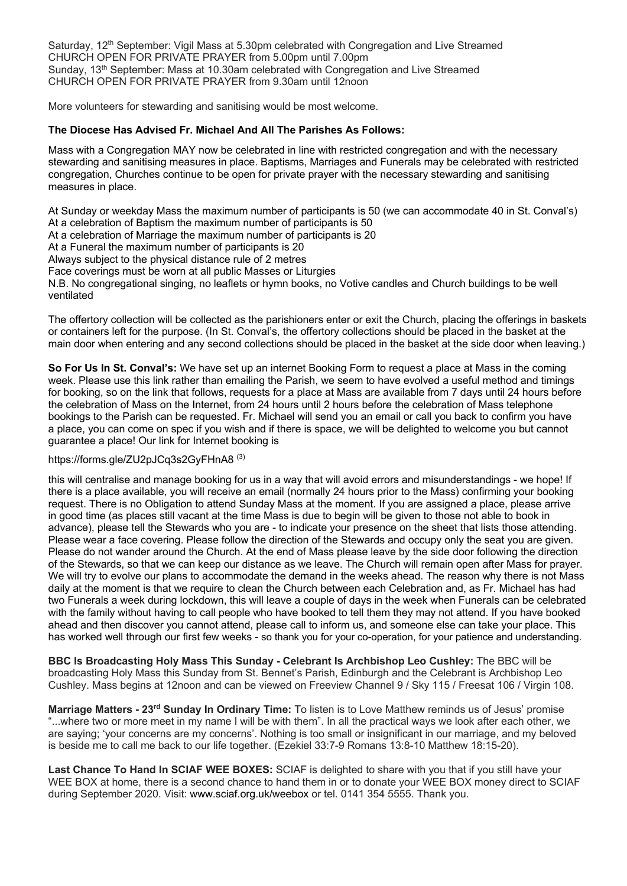Saturday, 12th September: Vigil Mass at 5.30pm celebrated with Congregation and Live Streamed
CHURCH OPEN FOR PRIVATE PRAYER from 5.00pm until 7.00pm
Sunday, 13th September: Mass at 10.30am celebrated with Congregation and Live Streamed
CHURCH OPEN FOR PRIVATE PRAYER from 9.30am until 12noon

More volunteers for stewarding and sanitising would be most welcome.

**The Diocese Has Advised Fr. Michael And All The Parishes As Follows:**

Mass with a Congregation MAY now be celebrated in line with restricted congregation and with the necessary stewarding and sanitising measures in place. Baptisms, Marriages and Funerals may be celebrated with restricted congregation, Churches continue to be open for private prayer with the necessary stewarding and sanitising measures in place.

At Sunday or weekday Mass the maximum number of participants is 50 (we can accommodate 40 in St. Conval's)
At a celebration of Baptism the maximum number of participants is 50
At a celebration of Marriage the maximum number of participants is 20
At a Funeral the maximum number of participants is 20
Always subject to the physical distance rule of 2 metres
Face coverings must be worn at all public Masses or Liturgies
N.B. No congregational singing, no leaflets or hymn books, no Votive candles and Church buildings to be well ventilated

The offertory collection will be collected as the parishioners enter or exit the Church, placing the offerings in baskets or containers left for the purpose. (In St. Conval's, the offertory collections should be placed in the basket at the main door when entering and any second collections should be placed in the basket at the side door when leaving.)

**So For Us In St. Conval's:** We have set up an internet Booking Form to request a place at Mass in the coming week. Please use this link rather than emailing the Parish, we seem to have evolved a useful method and timings for booking, so on the link that follows, requests for a place at Mass are available from 7 days until 24 hours before the celebration of Mass on the Internet, from 24 hours until 2 hours before the celebration of Mass telephone bookings to the Parish can be requested. Fr. Michael will send you an email or call you back to confirm you have a place, you can come on spec if you wish and if there is space, we will be delighted to welcome you but cannot guarantee a place! Our link for Internet booking is

https://forms.gle/ZU2pJCq3s2GyFHnA8 (3)

this will centralise and manage booking for us in a way that will avoid errors and misunderstandings - we hope! If there is a place available, you will receive an email (normally 24 hours prior to the Mass) confirming your booking request. There is no Obligation to attend Sunday Mass at the moment. If you are assigned a place, please arrive in good time (as places still vacant at the time Mass is due to begin will be given to those not able to book in advance), please tell the Stewards who you are - to indicate your presence on the sheet that lists those attending. Please wear a face covering. Please follow the direction of the Stewards and occupy only the seat you are given. Please do not wander around the Church. At the end of Mass please leave by the side door following the direction of the Stewards, so that we can keep our distance as we leave. The Church will remain open after Mass for prayer. We will try to evolve our plans to accommodate the demand in the weeks ahead. The reason why there is not Mass daily at the moment is that we require to clean the Church between each Celebration and, as Fr. Michael has had two Funerals a week during lockdown, this will leave a couple of days in the week when Funerals can be celebrated with the family without having to call people who have booked to tell them they may not attend. If you have booked ahead and then discover you cannot attend, please call to inform us, and someone else can take your place. This has worked well through our first few weeks - so thank you for your co-operation, for your patience and understanding.

**BBC Is Broadcasting Holy Mass This Sunday - Celebrant Is Archbishop Leo Cushley:** The BBC will be broadcasting Holy Mass this Sunday from St. Bennet's Parish, Edinburgh and the Celebrant is Archbishop Leo Cushley. Mass begins at 12noon and can be viewed on Freeview Channel 9 / Sky 115 / Freesat 106 / Virgin 108.

**Marriage Matters - 23rd Sunday In Ordinary Time:** To listen is to Love Matthew reminds us of Jesus' promise "...where two or more meet in my name I will be with them". In all the practical ways we look after each other, we are saying; 'your concerns are my concerns'. Nothing is too small or insignificant in our marriage, and my beloved is beside me to call me back to our life together. (Ezekiel 33:7-9 Romans 13:8-10 Matthew 18:15-20).

**Last Chance To Hand In SCIAF WEE BOXES:** SCIAF is delighted to share with you that if you still have your WEE BOX at home, there is a second chance to hand them in or to donate your WEE BOX money direct to SCIAF during September 2020. Visit: www.sciaf.org.uk/weebox or tel. 0141 354 5555. Thank you.